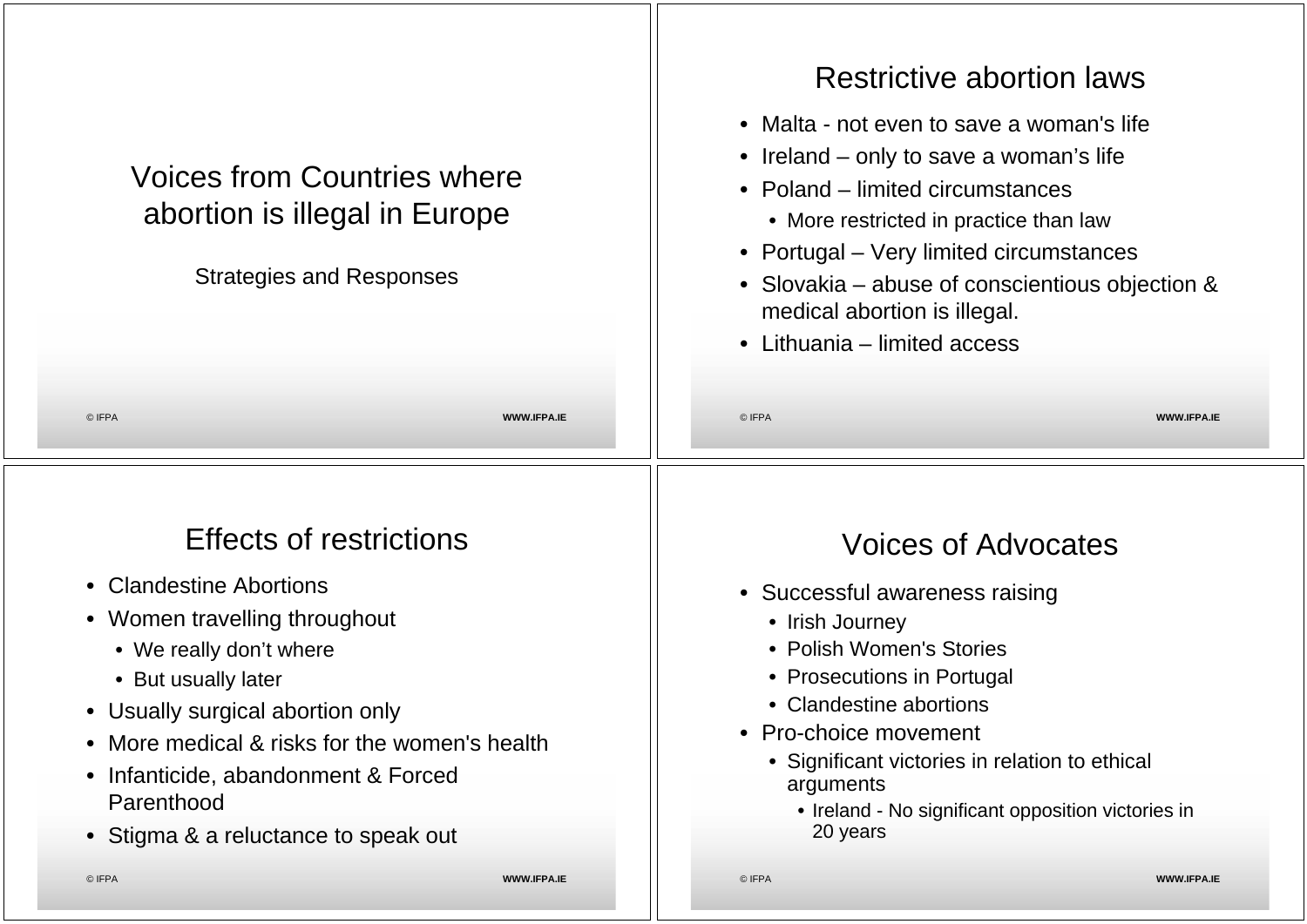# Voices from Countries where abortion is illegal in Europe

Strategies and Responses

## Restrictive abortion laws

- Malta - not even to save a woman's life
- Ireland – only to save a woman's life
- Poland – limited circumstances
  - More restricted in practice than law
- Portugal – Very limited circumstances
- Slovakia – abuse of conscientious objection & medical abortion is illegal.
- Lithuania – limited access

## Effects of restrictions

- Clandestine Abortions
- Women travelling throughout
  - We really don't where
  - But usually later
- Usually surgical abortion only
- More medical & risks for the women's health
- Infanticide, abandonment & Forced Parenthood
- Stigma & a reluctance to speak out

## Voices of Advocates

- Successful awareness raising
  - Irish Journey
  - Polish Women's Stories
  - Prosecutions in Portugal
  - Clandestine abortions
- Pro-choice movement
  - Significant victories in relation to ethical arguments
    - Ireland - No significant opposition victories in 20 years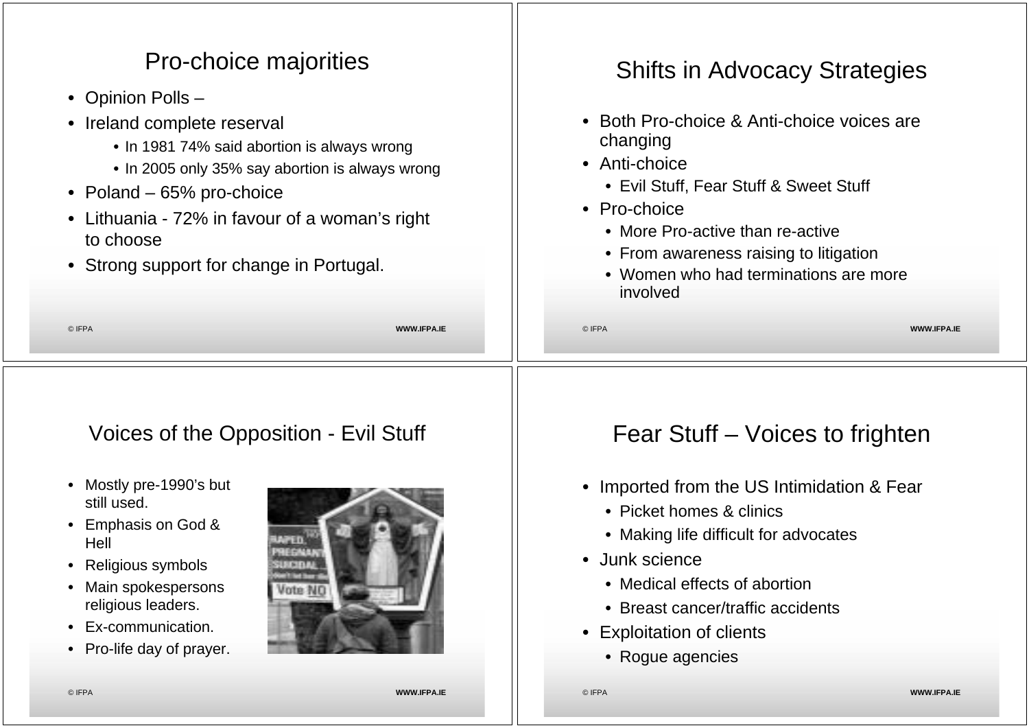## Pro-choice majorities

- Opinion Polls –
- Ireland complete reversal
  - In 1981 74% said abortion is always wrong
  - In 2005 only 35% say abortion is always wrong
- Poland – 65% pro-choice
- Lithuania - 72% in favour of a woman's right to choose
- Strong support for change in Portugal.

## Shifts in Advocacy Strategies

- Both Pro-choice & Anti-choice voices are changing
- Anti-choice
  - Evil Stuff, Fear Stuff & Sweet Stuff
- Pro-choice
  - More Pro-active than re-active
  - From awareness raising to litigation
  - Women who had terminations are more involved

## Voices of the Opposition - Evil Stuff

- Mostly pre-1990's but still used.
- Emphasis on God & Hell
- Religious symbols
- Main spokespersons religious leaders.
- Ex-communication.
- Pro-life day of prayer.

## Fear Stuff – Voices to frighten

- Imported from the US Intimidation & Fear
  - Picket homes & clinics
  - Making life difficult for advocates
- Junk science
  - Medical effects of abortion
  - Breast cancer/traffic accidents
- Exploitation of clients
  - Rogue agencies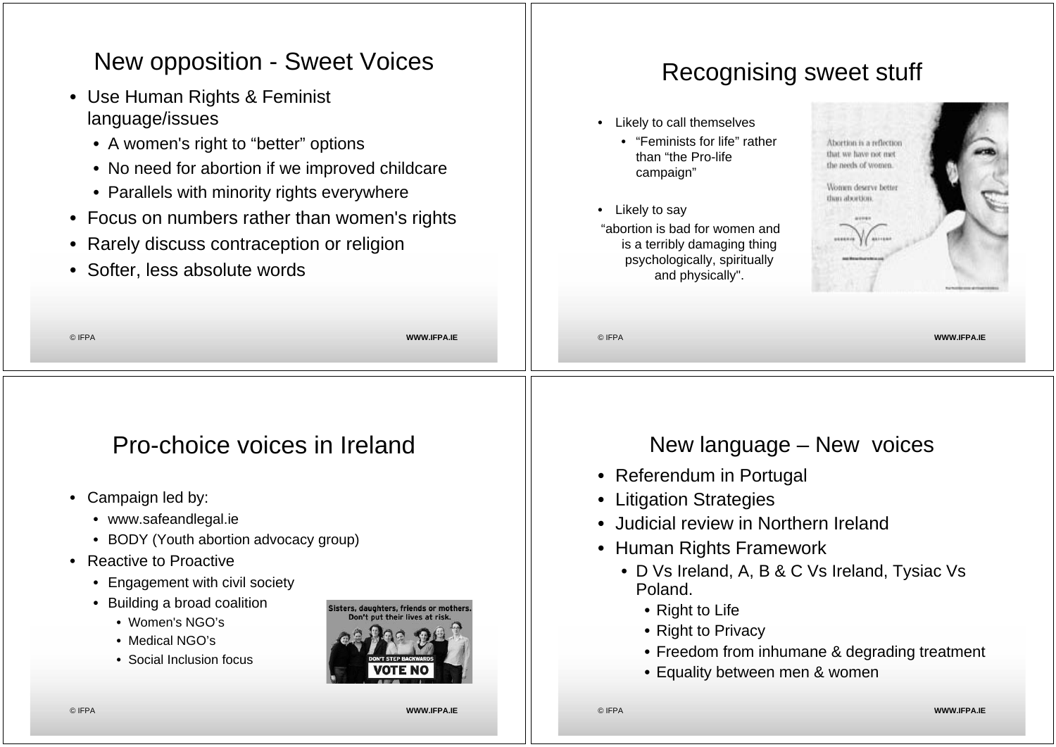## New opposition - Sweet Voices

- Use Human Rights & Feminist language/issues
  - A women's right to "better" options
  - No need for abortion if we improved childcare
  - Parallels with minority rights everywhere
- Focus on numbers rather than women's rights
- Rarely discuss contraception or religion
- Softer, less absolute words

## Recognising sweet stuff

- Likely to call themselves
  - "Feminists for life" rather than "the Pro-life campaign"
- Likely to say

"abortion is bad for women and is a terribly damaging thing psychologically, spiritually and physically".

Abortion is a reflection that we have not met the needs of women.

Women deserve better than abortion.

## Pro-choice voices in Ireland

- Campaign led by:
  - www.safeandlegal.ie
  - BODY (Youth abortion advocacy group)
- Reactive to Proactive
  - Engagement with civil society
  - Building a broad coalition
    - Women's NGO's
    - Medical NGO's
    - Social Inclusion focus

Sisters, daughters, friends or mothers. Don't put their lives at risk.

DON'T STEP BACKWARDS

VOTE NO

## New language – New voices

- Referendum in Portugal
- Litigation Strategies
- Judicial review in Northern Ireland
- Human Rights Framework
  - D Vs Ireland, A, B & C Vs Ireland, Tysiac Vs Poland.
    - Right to Life
    - Right to Privacy
    - Freedom from inhumane & degrading treatment
    - Equality between men & women